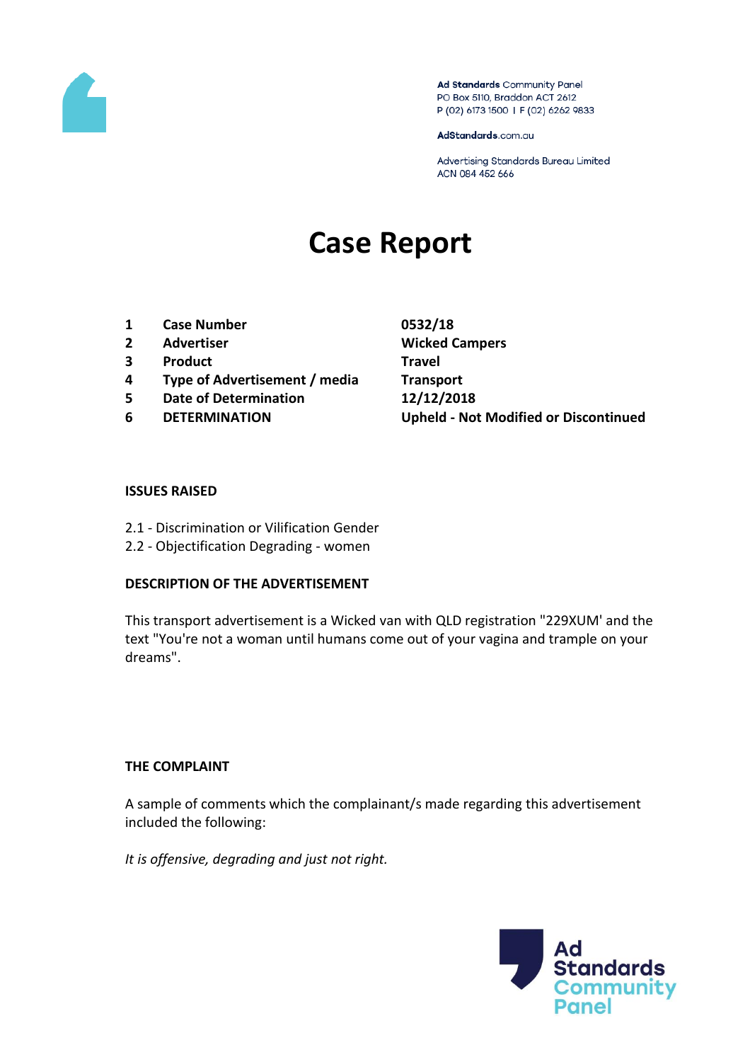Ad Standards Community Panel
PO Box 5110, Braddon ACT 2612
P (02) 6173 1500 | F (02) 6262 9833

AdStandards.com.au

Advertising Standards Bureau Limited
ACN 084 452 666

# Case Report

| | | |
|---|---|---|
| 1 | **Case Number** | **0532/18** |
| 2 | **Advertiser** | **Wicked Campers** |
| 3 | **Product** | **Travel** |
| 4 | **Type of Advertisement / media** | **Transport** |
| 5 | **Date of Determination** | **12/12/2018** |
| 6 | **DETERMINATION** | **Upheld - Not Modified or Discontinued** |

### ISSUES RAISED

2.1 - Discrimination or Vilification Gender
2.2 - Objectification Degrading - women

### DESCRIPTION OF THE ADVERTISEMENT

This transport advertisement is a Wicked van with QLD registration "229XUM' and the text "You're not a woman until humans come out of your vagina and trample on your dreams".

### THE COMPLAINT

A sample of comments which the complainant/s made regarding this advertisement included the following:

*It is offensive, degrading and just not right.*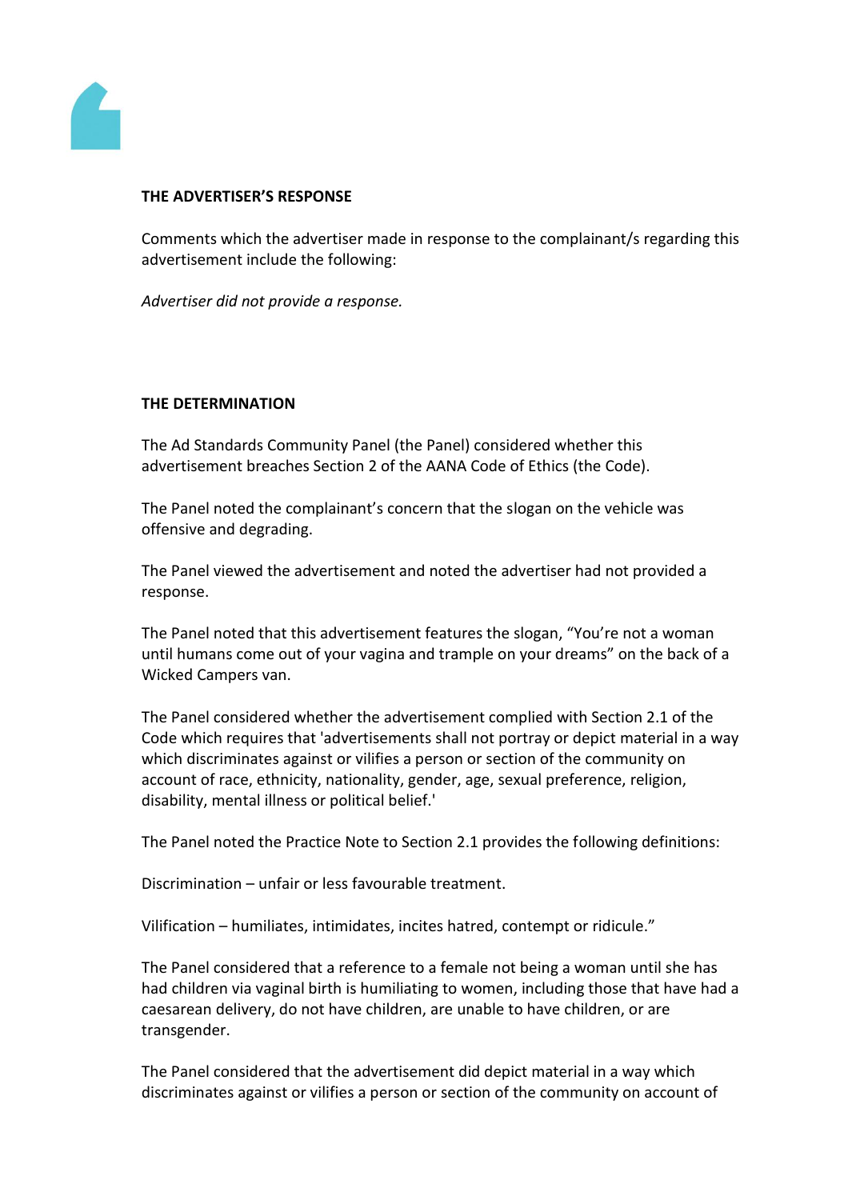**THE ADVERTISER'S RESPONSE**

Comments which the advertiser made in response to the complainant/s regarding this advertisement include the following:

*Advertiser did not provide a response.*

**THE DETERMINATION**

The Ad Standards Community Panel (the Panel) considered whether this advertisement breaches Section 2 of the AANA Code of Ethics (the Code).

The Panel noted the complainant's concern that the slogan on the vehicle was offensive and degrading.

The Panel viewed the advertisement and noted the advertiser had not provided a response.

The Panel noted that this advertisement features the slogan, "You're not a woman until humans come out of your vagina and trample on your dreams" on the back of a Wicked Campers van.

The Panel considered whether the advertisement complied with Section 2.1 of the Code which requires that 'advertisements shall not portray or depict material in a way which discriminates against or vilifies a person or section of the community on account of race, ethnicity, nationality, gender, age, sexual preference, religion, disability, mental illness or political belief.'

The Panel noted the Practice Note to Section 2.1 provides the following definitions:

Discrimination – unfair or less favourable treatment.

Vilification – humiliates, intimidates, incites hatred, contempt or ridicule."

The Panel considered that a reference to a female not being a woman until she has had children via vaginal birth is humiliating to women, including those that have had a caesarean delivery, do not have children, are unable to have children, or are transgender.

The Panel considered that the advertisement did depict material in a way which discriminates against or vilifies a person or section of the community on account of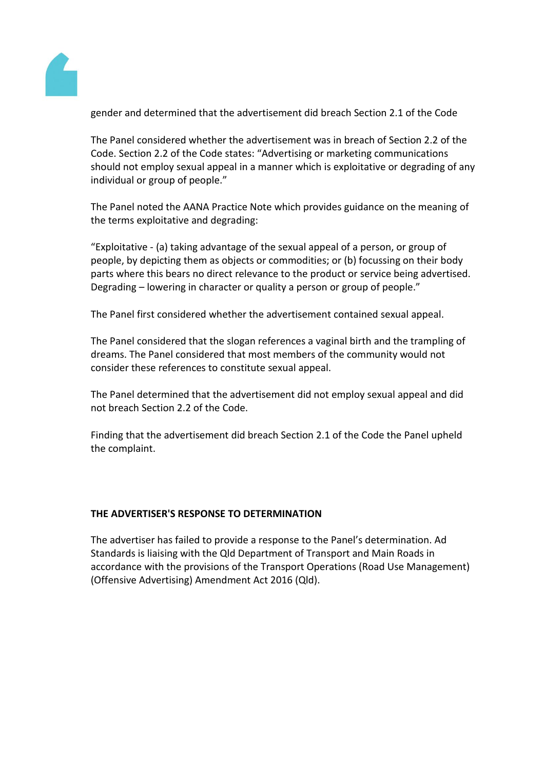gender and determined that the advertisement did breach Section 2.1 of the Code

The Panel considered whether the advertisement was in breach of Section 2.2 of the Code. Section 2.2 of the Code states: “Advertising or marketing communications should not employ sexual appeal in a manner which is exploitative or degrading of any individual or group of people.”

The Panel noted the AANA Practice Note which provides guidance on the meaning of the terms exploitative and degrading:

“Exploitative - (a) taking advantage of the sexual appeal of a person, or group of people, by depicting them as objects or commodities; or (b) focussing on their body parts where this bears no direct relevance to the product or service being advertised. Degrading – lowering in character or quality a person or group of people.”

The Panel first considered whether the advertisement contained sexual appeal.

The Panel considered that the slogan references a vaginal birth and the trampling of dreams. The Panel considered that most members of the community would not consider these references to constitute sexual appeal.

The Panel determined that the advertisement did not employ sexual appeal and did not breach Section 2.2 of the Code.

Finding that the advertisement did breach Section 2.1 of the Code the Panel upheld the complaint.

**THE ADVERTISER'S RESPONSE TO DETERMINATION**

The advertiser has failed to provide a response to the Panel’s determination. Ad Standards is liaising with the Qld Department of Transport and Main Roads in accordance with the provisions of the Transport Operations (Road Use Management) (Offensive Advertising) Amendment Act 2016 (Qld).